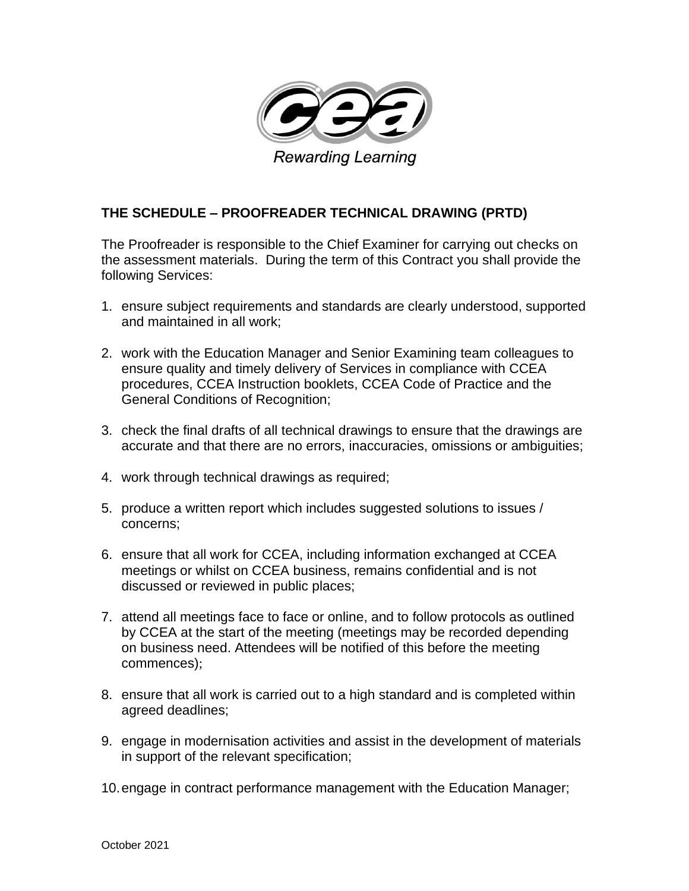Rewarding Learning

## THE SCHEDULE – PROOFREADER TECHNICAL DRAWING (PRTD)

The Proofreader is responsible to the Chief Examiner for carrying out checks on the assessment materials. During the term of this Contract you shall provide the following Services:

1. ensure subject requirements and standards are clearly understood, supported and maintained in all work;

2. work with the Education Manager and Senior Examining team colleagues to ensure quality and timely delivery of Services in compliance with CCEA procedures, CCEA Instruction booklets, CCEA Code of Practice and the General Conditions of Recognition;

3. check the final drafts of all technical drawings to ensure that the drawings are accurate and that there are no errors, inaccuracies, omissions or ambiguities;

4. work through technical drawings as required;

5. produce a written report which includes suggested solutions to issues / concerns;

6. ensure that all work for CCEA, including information exchanged at CCEA meetings or whilst on CCEA business, remains confidential and is not discussed or reviewed in public places;

7. attend all meetings face to face or online, and to follow protocols as outlined by CCEA at the start of the meeting (meetings may be recorded depending on business need. Attendees will be notified of this before the meeting commences);

8. ensure that all work is carried out to a high standard and is completed within agreed deadlines;

9. engage in modernisation activities and assist in the development of materials in support of the relevant specification;

10. engage in contract performance management with the Education Manager;

October 2021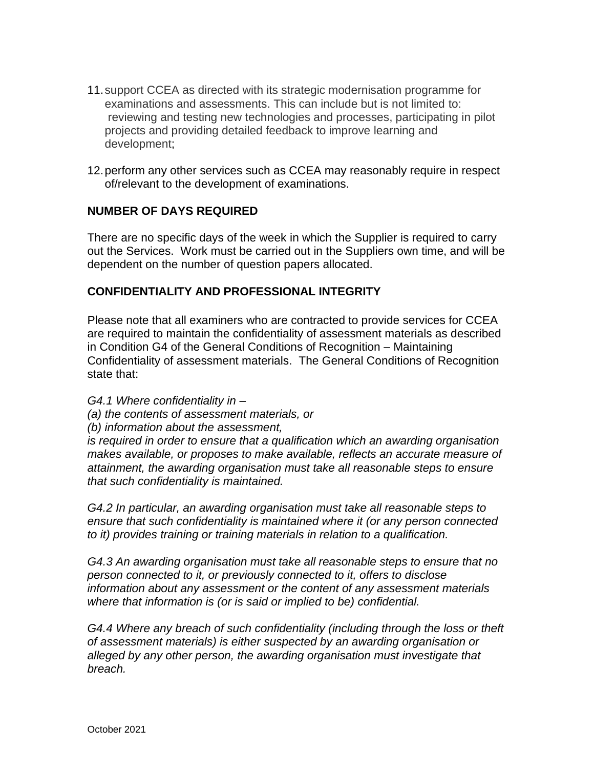11. support CCEA as directed with its strategic modernisation programme for examinations and assessments. This can include but is not limited to: reviewing and testing new technologies and processes, participating in pilot projects and providing detailed feedback to improve learning and development;

12. perform any other services such as CCEA may reasonably require in respect of/relevant to the development of examinations.

## NUMBER OF DAYS REQUIRED

There are no specific days of the week in which the Supplier is required to carry out the Services. Work must be carried out in the Suppliers own time, and will be dependent on the number of question papers allocated.

## CONFIDENTIALITY AND PROFESSIONAL INTEGRITY

Please note that all examiners who are contracted to provide services for CCEA are required to maintain the confidentiality of assessment materials as described in Condition G4 of the General Conditions of Recognition – Maintaining Confidentiality of assessment materials. The General Conditions of Recognition state that:

*G4.1 Where confidentiality in –*
*(a) the contents of assessment materials, or*
*(b) information about the assessment,*
*is required in order to ensure that a qualification which an awarding organisation makes available, or proposes to make available, reflects an accurate measure of attainment, the awarding organisation must take all reasonable steps to ensure that such confidentiality is maintained.*

*G4.2 In particular, an awarding organisation must take all reasonable steps to ensure that such confidentiality is maintained where it (or any person connected to it) provides training or training materials in relation to a qualification.*

*G4.3 An awarding organisation must take all reasonable steps to ensure that no person connected to it, or previously connected to it, offers to disclose information about any assessment or the content of any assessment materials where that information is (or is said or implied to be) confidential.*

*G4.4 Where any breach of such confidentiality (including through the loss or theft of assessment materials) is either suspected by an awarding organisation or alleged by any other person, the awarding organisation must investigate that breach.*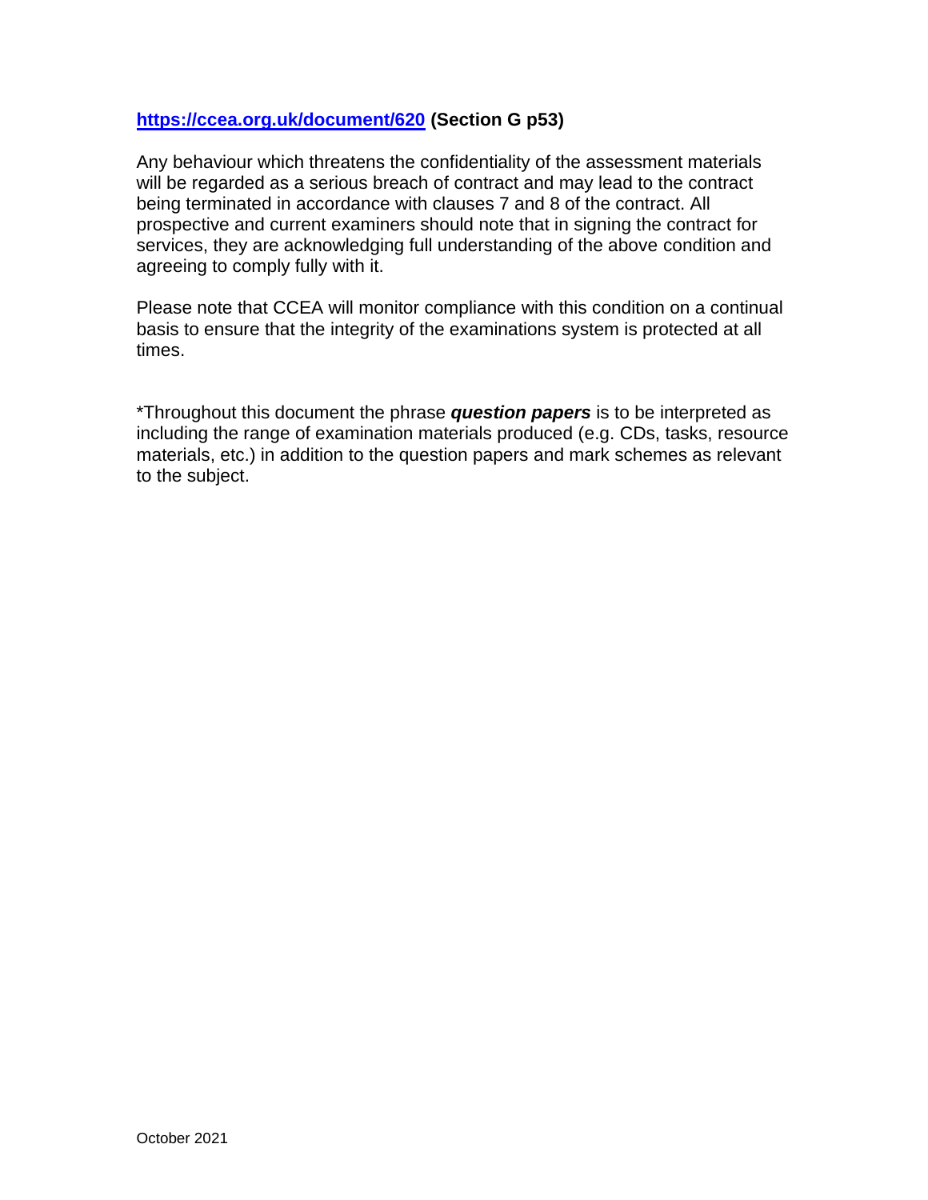**[https://ccea.org.uk/document/620](https://ccea.org.uk/document/620) (Section G p53)**

Any behaviour which threatens the confidentiality of the assessment materials will be regarded as a serious breach of contract and may lead to the contract being terminated in accordance with clauses 7 and 8 of the contract. All prospective and current examiners should note that in signing the contract for services, they are acknowledging full understanding of the above condition and agreeing to comply fully with it.

Please note that CCEA will monitor compliance with this condition on a continual basis to ensure that the integrity of the examinations system is protected at all times.

*Throughout this document the phrase ***question papers*** is to be interpreted as including the range of examination materials produced (e.g. CDs, tasks, resource materials, etc.) in addition to the question papers and mark schemes as relevant to the subject.

October 2021